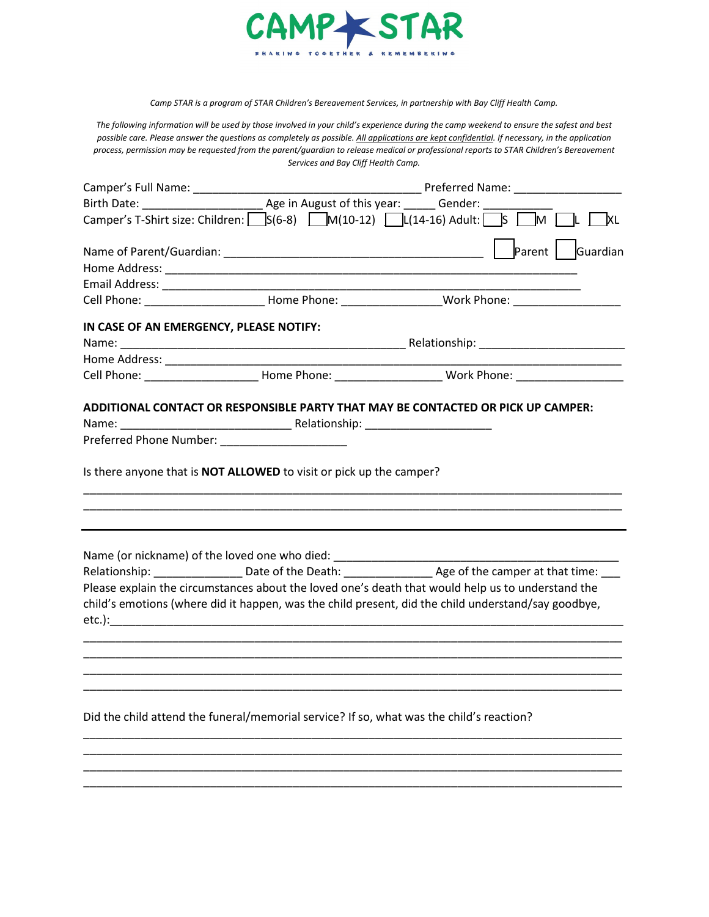# CAMP STAR

SHARING TOGETHER & REMEMBERING

*Camp STAR is a program of STAR Children's Bereavement Services, in partnership with Bay Cliff Health Camp.*

*The following information will be used by those involved in your child's experience during the camp weekend to ensure the safest and best possible care. Please answer the questions as completely as possible. All applications are kept confidential. If necessary, in the application process, permission may be requested from the parent/guardian to release medical or professional reports to STAR Children's Bereavement Services and Bay Cliff Health Camp.*

Camper's Full Name: ____________________________________ Preferred Name: ________________

Birth Date: ___________________ Age in August of this year: _____ Gender: ___________

Camper's T-Shirt size: Children: ☐ S(6-8) ☐ M(10-12) ☐ L(14-16) Adult: ☐ S ☐ M ☐ L ☐ XL

Name of Parent/Guardian: ___________________________________________ ☐ Parent ☐ Guardian

Home Address: ____________________________________________________________________

Email Address: ____________________________________________________________________

Cell Phone: ___________________ Home Phone: _______________ Work Phone: ________________

**IN CASE OF AN EMERGENCY, PLEASE NOTIFY:**

Name: _______________________________________________ Relationship: ______________________

Home Address: ______________________________________________________________________

Cell Phone: __________________ Home Phone: _________________ Work Phone: _________________

**ADDITIONAL CONTACT OR RESPONSIBLE PARTY THAT MAY BE CONTACTED OR PICK UP CAMPER:**

Name: ___________________________ Relationship: ____________________

Preferred Phone Number: ____________________

Is there anyone that is **NOT ALLOWED** to visit or pick up the camper?

________________________________________________________________________________

________________________________________________________________________________

---

Name (or nickname) of the loved one who died: ______________________________________________

Relationship: ______________ Date of the Death: ______________ Age of the camper at that time: ___

Please explain the circumstances about the loved one's death that would help us to understand the child's emotions (where did it happen, was the child present, did the child understand/say goodbye, etc.):________________________________________________________________________

________________________________________________________________________________

________________________________________________________________________________

________________________________________________________________________________

________________________________________________________________________________

Did the child attend the funeral/memorial service? If so, what was the child's reaction?

________________________________________________________________________________

________________________________________________________________________________

________________________________________________________________________________

________________________________________________________________________________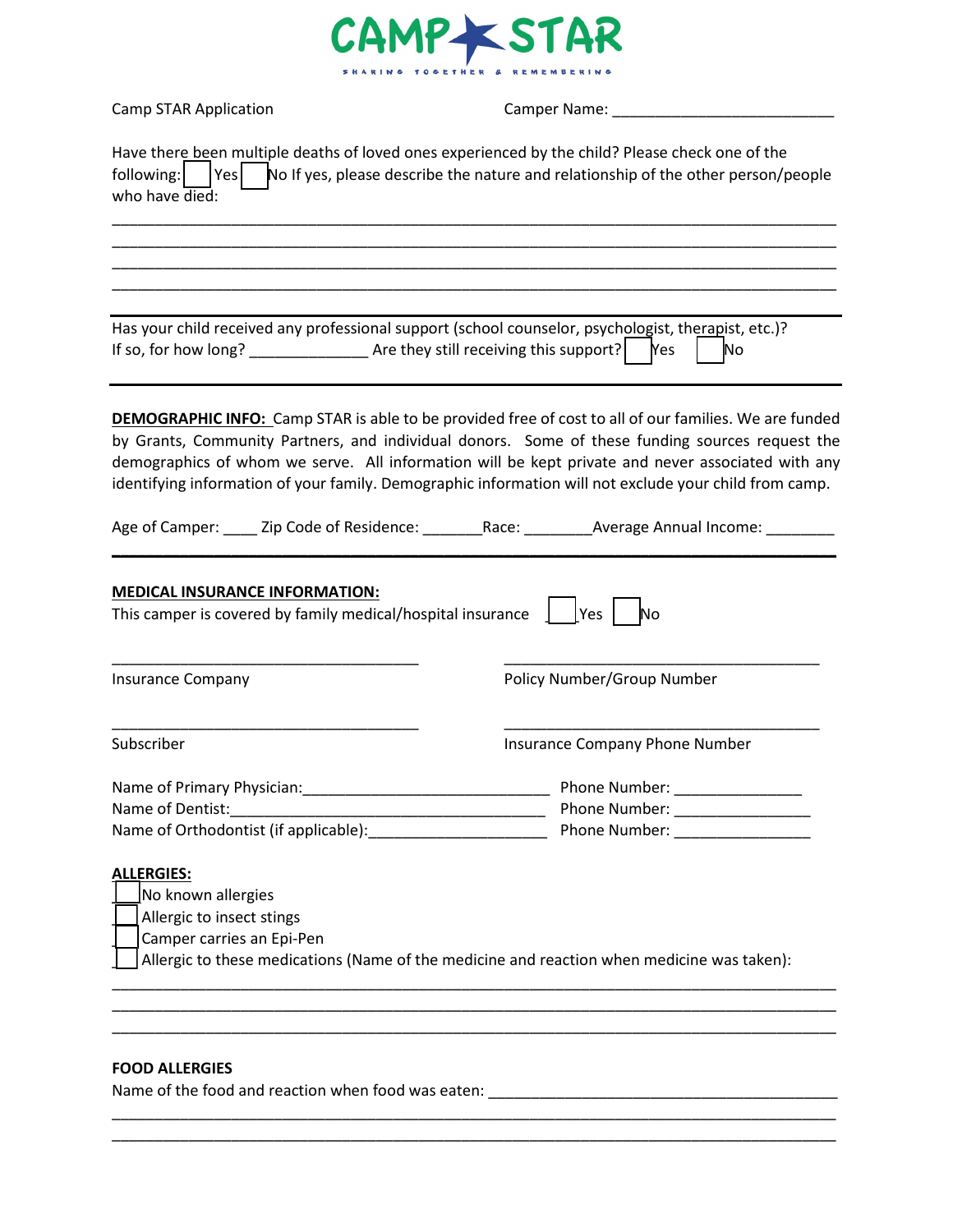# CAMP STAR

SHARING TOGETHER & REMEMBERING

Camp STAR Application    Camper Name: ___________________________

Have there been multiple deaths of loved ones experienced by the child? Please check one of the following: ☐ Yes ☐ No If yes, please describe the nature and relationship of the other person/people who have died:

_______________________________________________________________________________

_______________________________________________________________________________

_______________________________________________________________________________

_______________________________________________________________________________

---

Has your child received any professional support (school counselor, psychologist, therapist, etc.)? If so, for how long? ______________ Are they still receiving this support? ☐ Yes ☐ No

---

**DEMOGRAPHIC INFO:** Camp STAR is able to be provided free of cost to all of our families. We are funded by Grants, Community Partners, and individual donors. Some of these funding sources request the demographics of whom we serve. All information will be kept private and never associated with any identifying information of your family. Demographic information will not exclude your child from camp.

Age of Camper: ____ Zip Code of Residence: _______Race: ________Average Annual Income: ________

---

**MEDICAL INSURANCE INFORMATION:**

This camper is covered by family medical/hospital insurance ☐ Yes ☐ No

_____________________________________    _____________________________________

Insurance Company    Policy Number/Group Number

_____________________________________    _____________________________________

Subscriber    Insurance Company Phone Number

Name of Primary Physician:_____________________________ Phone Number: _______________

Name of Dentist:______________________________________ Phone Number: ________________

Name of Orthodontist (if applicable):_____________________ Phone Number: ________________

**ALLERGIES:**

☐ No known allergies

☐ Allergic to insect stings

☐ Camper carries an Epi-Pen

☐ Allergic to these medications (Name of the medicine and reaction when medicine was taken):

_______________________________________________________________________________

_______________________________________________________________________________

_______________________________________________________________________________

**FOOD ALLERGIES**

Name of the food and reaction when food was eaten: _________________________________________

_______________________________________________________________________________

_______________________________________________________________________________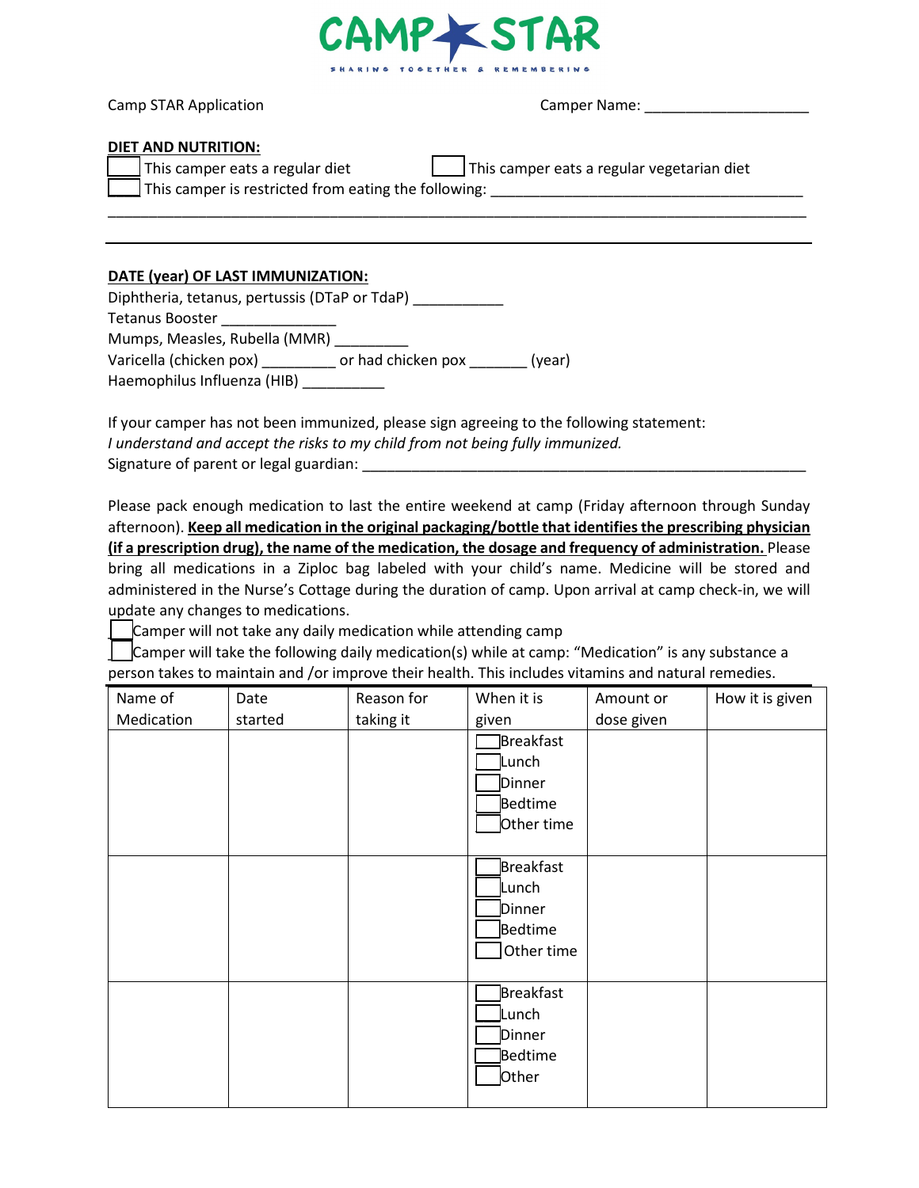CAMP STAR

SHARING TOGETHER & REMEMBERING

Camp STAR Application                                        Camper Name: ____________________

**DIET AND NUTRITION:**

☐ This camper eats a regular diet                ☐ This camper eats a regular vegetarian diet

☐ This camper is restricted from eating the following: ______________________________________

_____________________________________________________________________________________

**DATE (year) OF LAST IMMUNIZATION:**

Diphtheria, tetanus, pertussis (DTaP or TdaP) ___________

Tetanus Booster ______________

Mumps, Measles, Rubella (MMR) _________

Varicella (chicken pox) _________ or had chicken pox _______ (year)

Haemophilus Influenza (HIB) __________

If your camper has not been immunized, please sign agreeing to the following statement:

*I understand and accept the risks to my child from not being fully immunized.*

Signature of parent or legal guardian: ______________________________________________________

Please pack enough medication to last the entire weekend at camp (Friday afternoon through Sunday afternoon). **Keep all medication in the original packaging/bottle that identifies the prescribing physician (if a prescription drug), the name of the medication, the dosage and frequency of administration.** Please bring all medications in a Ziploc bag labeled with your child's name. Medicine will be stored and administered in the Nurse's Cottage during the duration of camp. Upon arrival at camp check-in, we will update any changes to medications.

☐ Camper will not take any daily medication while attending camp

☐ Camper will take the following daily medication(s) while at camp: "Medication" is any substance a person takes to maintain and /or improve their health. This includes vitamins and natural remedies.

| Name of Medication | Date started | Reason for taking it | When it is given | Amount or dose given | How it is given |
|---|---|---|---|---|---|
| | | | ☐ Breakfast<br>☐ Lunch<br>☐ Dinner<br>☐ Bedtime<br>☐ Other time | | |
| | | | ☐ Breakfast<br>☐ Lunch<br>☐ Dinner<br>☐ Bedtime<br>☐ Other time | | |
| | | | ☐ Breakfast<br>☐ Lunch<br>☐ Dinner<br>☐ Bedtime<br>☐ Other | | |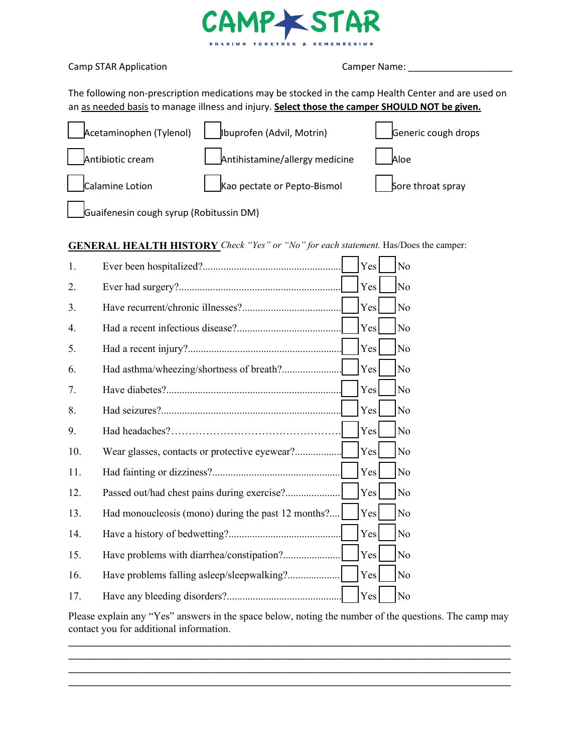# CAMP STAR

SHARING TOGETHER & REMEMBERING

Camp STAR Application                                                    Camper Name: ____________________

The following non-prescription medications may be stocked in the camp Health Center and are used on an <u>as needed basis</u> to manage illness and injury. **<u>Select those the camper SHOULD NOT be given.</u>**

- ☐ Acetaminophen (Tylenol)
- ☐ Ibuprofen (Advil, Motrin)
- ☐ Generic cough drops
- ☐ Antibiotic cream
- ☐ Antihistamine/allergy medicine
- ☐ Aloe
- ☐ Calamine Lotion
- ☐ Kao pectate or Pepto-Bismol
- ☐ Sore throat spray
- ☐ Guaifenesin cough syrup (Robitussin DM)

**<u>GENERAL HEALTH HISTORY</u>** *Check "Yes" or "No" for each statement.* Has/Does the camper:

| # | Statement | Yes | No |
|---|---|---|---|
| 1. | Ever been hospitalized? | ☐ Yes | ☐ No |
| 2. | Ever had surgery? | ☐ Yes | ☐ No |
| 3. | Have recurrent/chronic illnesses? | ☐ Yes | ☐ No |
| 4. | Had a recent infectious disease? | ☐ Yes | ☐ No |
| 5. | Had a recent injury? | ☐ Yes | ☐ No |
| 6. | Had asthma/wheezing/shortness of breath? | ☐ Yes | ☐ No |
| 7. | Have diabetes? | ☐ Yes | ☐ No |
| 8. | Had seizures? | ☐ Yes | ☐ No |
| 9. | Had headaches? | ☐ Yes | ☐ No |
| 10. | Wear glasses, contacts or protective eyewear? | ☐ Yes | ☐ No |
| 11. | Had fainting or dizziness? | ☐ Yes | ☐ No |
| 12. | Passed out/had chest pains during exercise? | ☐ Yes | ☐ No |
| 13. | Had monoucleosis (mono) during the past 12 months? | ☐ Yes | ☐ No |
| 14. | Have a history of bedwetting? | ☐ Yes | ☐ No |
| 15. | Have problems with diarrhea/constipation? | ☐ Yes | ☐ No |
| 16. | Have problems falling asleep/sleepwalking? | ☐ Yes | ☐ No |
| 17. | Have any bleeding disorders? | ☐ Yes | ☐ No |

Please explain any "Yes" answers in the space below, noting the number of the questions. The camp may contact you for additional information.

______________________________________________________________________________

______________________________________________________________________________

______________________________________________________________________________

______________________________________________________________________________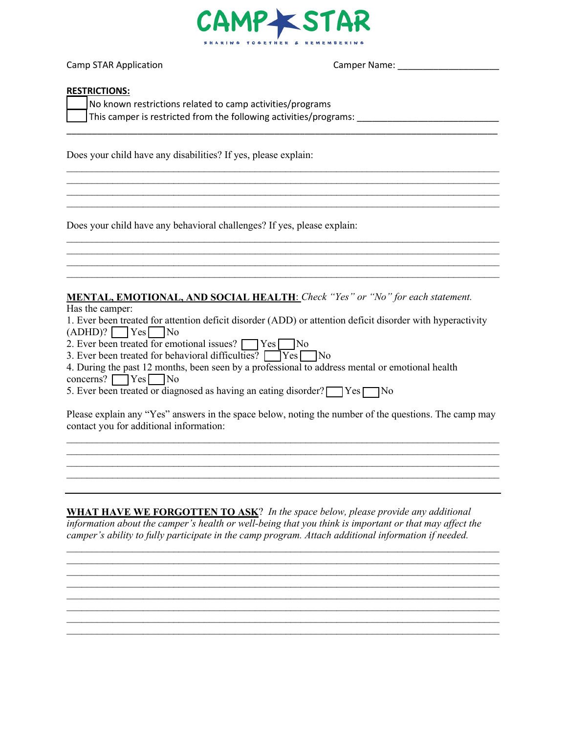# CAMP STAR

SHARING TOGETHER & REMEMBERING

Camp STAR Application

Camper Name: ____________________

**RESTRICTIONS:**

☐ No known restrictions related to camp activities/programs

☐ This camper is restricted from the following activities/programs: ____________________________

______________________________________________________________________________

Does your child have any disabilities? If yes, please explain:

______________________________________________________________________________

______________________________________________________________________________

______________________________________________________________________________

______________________________________________________________________________

Does your child have any behavioral challenges? If yes, please explain:

______________________________________________________________________________

______________________________________________________________________________

______________________________________________________________________________

______________________________________________________________________________

**MENTAL, EMOTIONAL, AND SOCIAL HEALTH**: *Check "Yes" or "No" for each statement.*

Has the camper:

1. Ever been treated for attention deficit disorder (ADD) or attention deficit disorder with hyperactivity (ADHD)? ☐ Yes ☐ No
2. Ever been treated for emotional issues? ☐ Yes ☐ No
3. Ever been treated for behavioral difficulties? ☐ Yes ☐ No
4. During the past 12 months, been seen by a professional to address mental or emotional health concerns? ☐ Yes ☐ No
5. Ever been treated or diagnosed as having an eating disorder? ☐ Yes ☐ No

Please explain any "Yes" answers in the space below, noting the number of the questions. The camp may contact you for additional information:

______________________________________________________________________________

______________________________________________________________________________

______________________________________________________________________________

______________________________________________________________________________

**WHAT HAVE WE FORGOTTEN TO ASK**? *In the space below, please provide any additional information about the camper's health or well-being that you think is important or that may affect the camper's ability to fully participate in the camp program. Attach additional information if needed.*

______________________________________________________________________________

______________________________________________________________________________

______________________________________________________________________________

______________________________________________________________________________

______________________________________________________________________________

______________________________________________________________________________

______________________________________________________________________________

______________________________________________________________________________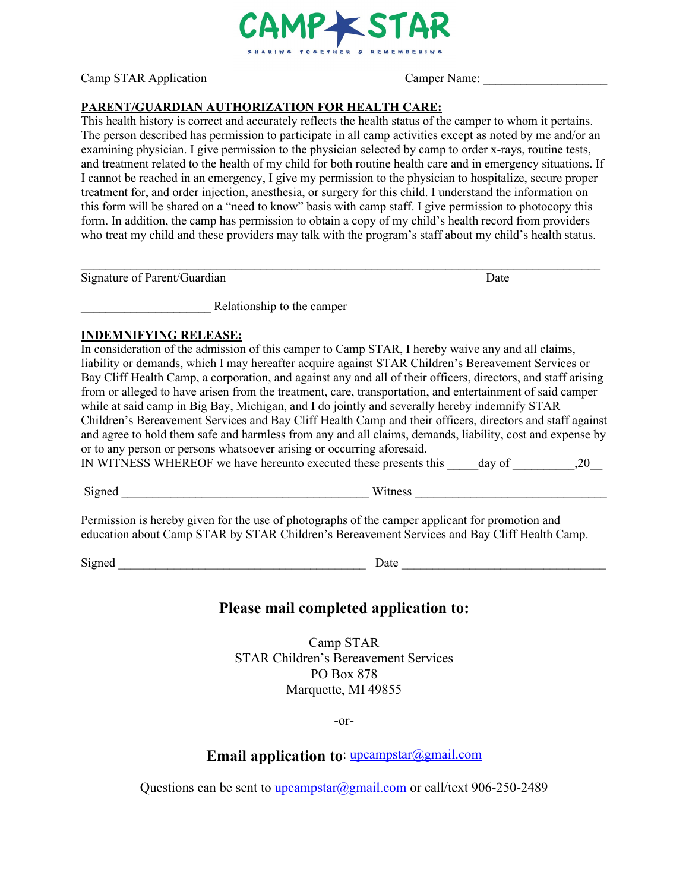CAMP STAR

SHARING TOGETHER & REMEMBERING

Camp STAR Application Camper Name: ___________________

**PARENT/GUARDIAN AUTHORIZATION FOR HEALTH CARE:**

This health history is correct and accurately reflects the health status of the camper to whom it pertains. The person described has permission to participate in all camp activities except as noted by me and/or an examining physician. I give permission to the physician selected by camp to order x-rays, routine tests, and treatment related to the health of my child for both routine health care and in emergency situations. If I cannot be reached in an emergency, I give my permission to the physician to hospitalize, secure proper treatment for, and order injection, anesthesia, or surgery for this child. I understand the information on this form will be shared on a "need to know" basis with camp staff. I give permission to photocopy this form. In addition, the camp has permission to obtain a copy of my child's health record from providers who treat my child and these providers may talk with the program's staff about my child's health status.

________________________________________________________________________________

Signature of Parent/Guardian Date

____________________ Relationship to the camper

**INDEMNIFYING RELEASE:**

In consideration of the admission of this camper to Camp STAR, I hereby waive any and all claims, liability or demands, which I may hereafter acquire against STAR Children's Bereavement Services or Bay Cliff Health Camp, a corporation, and against any and all of their officers, directors, and staff arising from or alleged to have arisen from the treatment, care, transportation, and entertainment of said camper while at said camp in Big Bay, Michigan, and I do jointly and severally hereby indemnify STAR Children's Bereavement Services and Bay Cliff Health Camp and their officers, directors and staff against and agree to hold them safe and harmless from any and all claims, demands, liability, cost and expense by or to any person or persons whatsoever arising or occurring aforesaid.

IN WITNESS WHEREOF we have hereunto executed these presents this _____day of __________,20__

Signed ________________________________________ Witness ______________________________

Permission is hereby given for the use of photographs of the camper applicant for promotion and education about Camp STAR by STAR Children's Bereavement Services and Bay Cliff Health Camp.

Signed ________________________________________ Date ________________________________

## Please mail completed application to:

Camp STAR
STAR Children's Bereavement Services
PO Box 878
Marquette, MI 49855

-or-

**Email application to**: upcampstar@gmail.com

Questions can be sent to upcampstar@gmail.com or call/text 906-250-2489